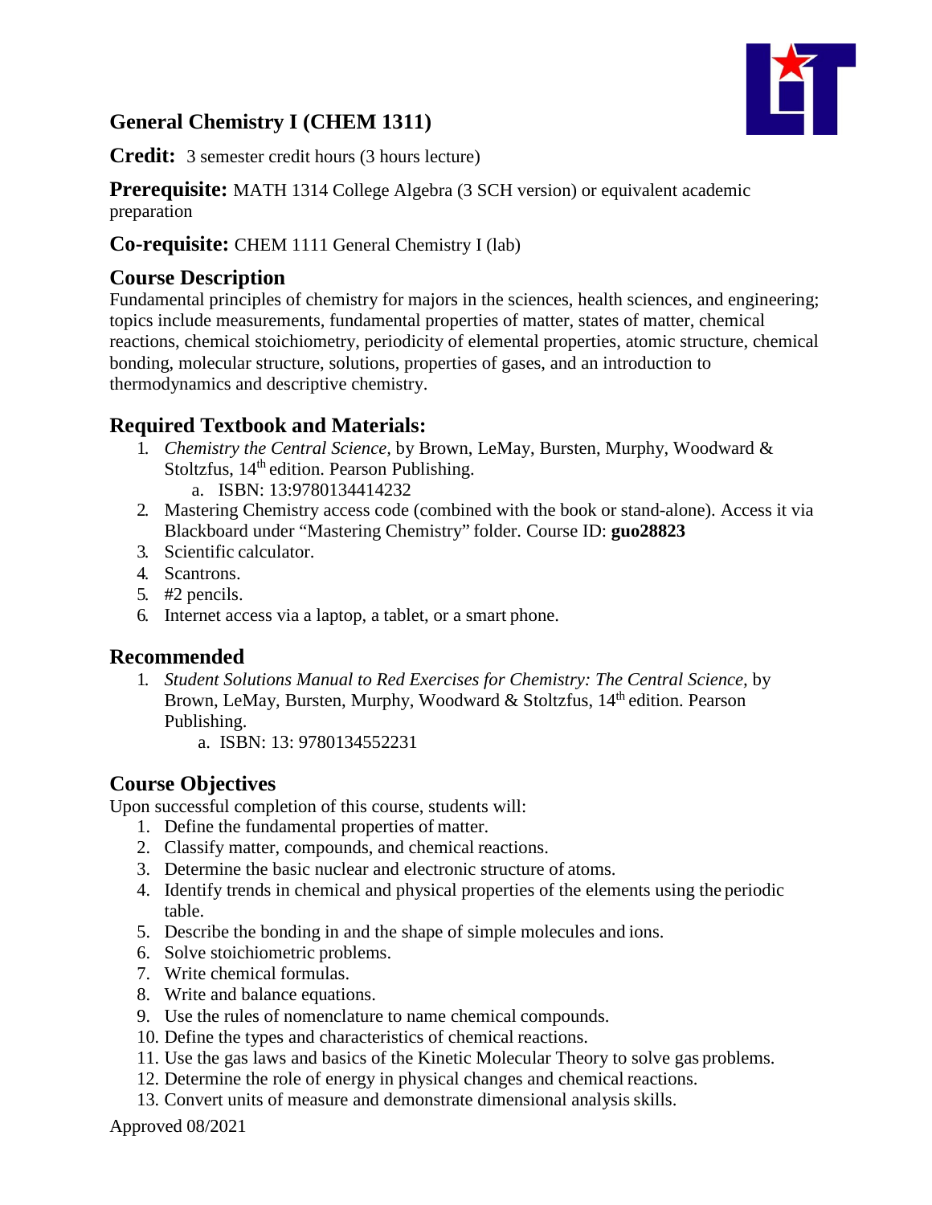# General Chemistry I (CHEM 1311)

**Credit:** 3 semester credit hours (3 hours lecture)

**Prerequisite:** MATH 1314 College Algebra (3 SCH version) or equivalent academic preparation

**Co-requisite:** CHEM 1111 General Chemistry I (lab)

## Course Description

Fundamental principles of chemistry for majors in the sciences, health sciences, and engineering; topics include measurements, fundamental properties of matter, states of matter, chemical reactions, chemical stoichiometry, periodicity of elemental properties, atomic structure, chemical bonding, molecular structure, solutions, properties of gases, and an introduction to thermodynamics and descriptive chemistry.

## Required Textbook and Materials:

1. *Chemistry the Central Science,* by Brown, LeMay, Bursten, Murphy, Woodward & Stoltzfus, 14th edition. Pearson Publishing.
   a. ISBN: 13:9780134414232
2. Mastering Chemistry access code (combined with the book or stand-alone). Access it via Blackboard under "Mastering Chemistry" folder. Course ID: **guo28823**
3. Scientific calculator.
4. Scantrons.
5. #2 pencils.
6. Internet access via a laptop, a tablet, or a smart phone.

## Recommended

1. *Student Solutions Manual to Red Exercises for Chemistry: The Central Science,* by Brown, LeMay, Bursten, Murphy, Woodward & Stoltzfus, 14th edition. Pearson Publishing.
   a. ISBN: 13: 9780134552231

## Course Objectives

Upon successful completion of this course, students will:

1. Define the fundamental properties of matter.
2. Classify matter, compounds, and chemical reactions.
3. Determine the basic nuclear and electronic structure of atoms.
4. Identify trends in chemical and physical properties of the elements using the periodic table.
5. Describe the bonding in and the shape of simple molecules and ions.
6. Solve stoichiometric problems.
7. Write chemical formulas.
8. Write and balance equations.
9. Use the rules of nomenclature to name chemical compounds.
10. Define the types and characteristics of chemical reactions.
11. Use the gas laws and basics of the Kinetic Molecular Theory to solve gas problems.
12. Determine the role of energy in physical changes and chemical reactions.
13. Convert units of measure and demonstrate dimensional analysis skills.

Approved 08/2021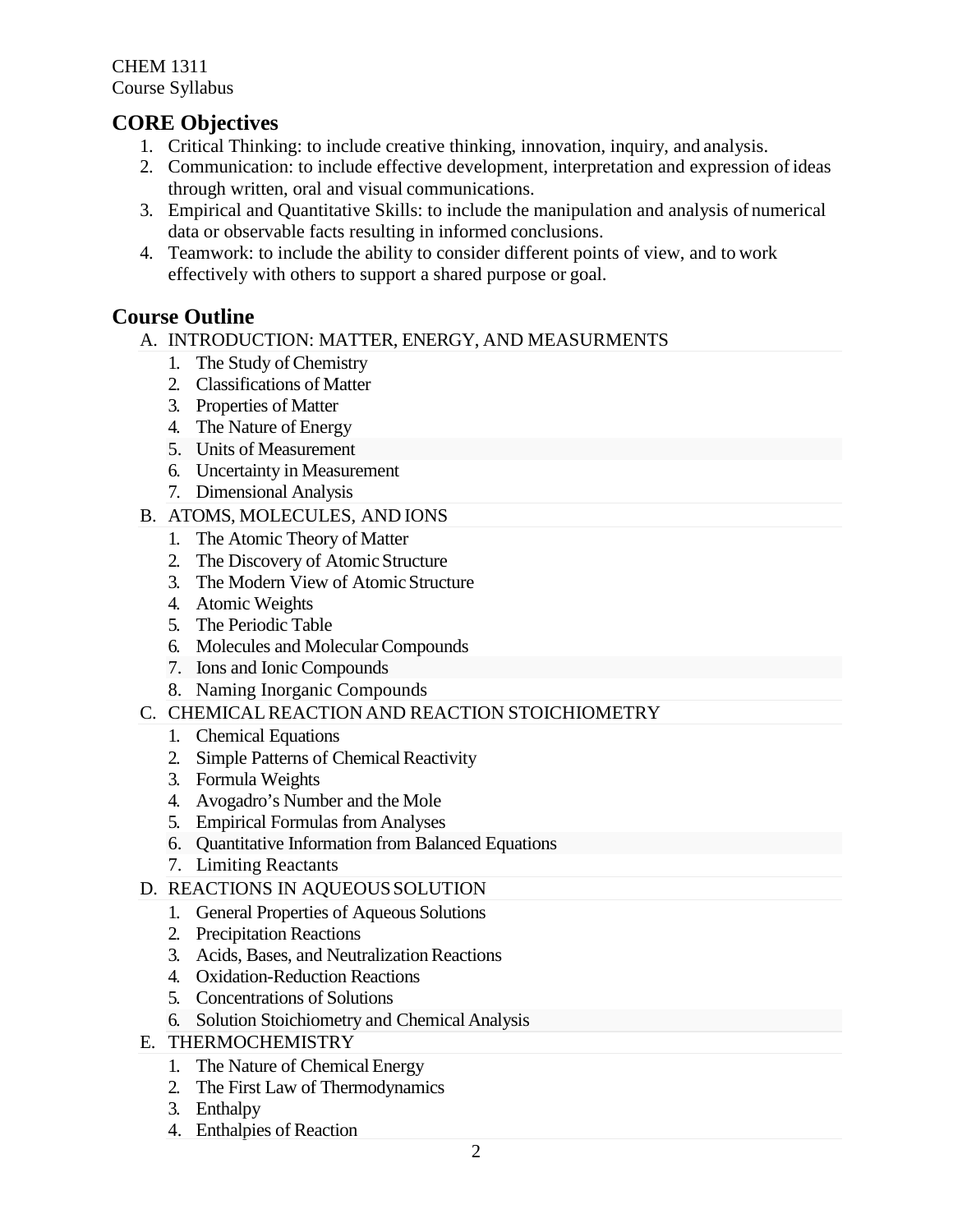CHEM 1311
Course Syllabus

## CORE Objectives

1. Critical Thinking: to include creative thinking, innovation, inquiry, and analysis.
2. Communication: to include effective development, interpretation and expression of ideas through written, oral and visual communications.
3. Empirical and Quantitative Skills: to include the manipulation and analysis of numerical data or observable facts resulting in informed conclusions.
4. Teamwork: to include the ability to consider different points of view, and to work effectively with others to support a shared purpose or goal.

## Course Outline

A. INTRODUCTION: MATTER, ENERGY, AND MEASURMENTS
   1. The Study of Chemistry
   2. Classifications of Matter
   3. Properties of Matter
   4. The Nature of Energy
   5. Units of Measurement
   6. Uncertainty in Measurement
   7. Dimensional Analysis

B. ATOMS, MOLECULES, AND IONS
   1. The Atomic Theory of Matter
   2. The Discovery of Atomic Structure
   3. The Modern View of Atomic Structure
   4. Atomic Weights
   5. The Periodic Table
   6. Molecules and Molecular Compounds
   7. Ions and Ionic Compounds
   8. Naming Inorganic Compounds

C. CHEMICAL REACTION AND REACTION STOICHIOMETRY
   1. Chemical Equations
   2. Simple Patterns of Chemical Reactivity
   3. Formula Weights
   4. Avogadro's Number and the Mole
   5. Empirical Formulas from Analyses
   6. Quantitative Information from Balanced Equations
   7. Limiting Reactants

D. REACTIONS IN AQUEOUS SOLUTION
   1. General Properties of Aqueous Solutions
   2. Precipitation Reactions
   3. Acids, Bases, and Neutralization Reactions
   4. Oxidation-Reduction Reactions
   5. Concentrations of Solutions
   6. Solution Stoichiometry and Chemical Analysis

E. THERMOCHEMISTRY
   1. The Nature of Chemical Energy
   2. The First Law of Thermodynamics
   3. Enthalpy
   4. Enthalpies of Reaction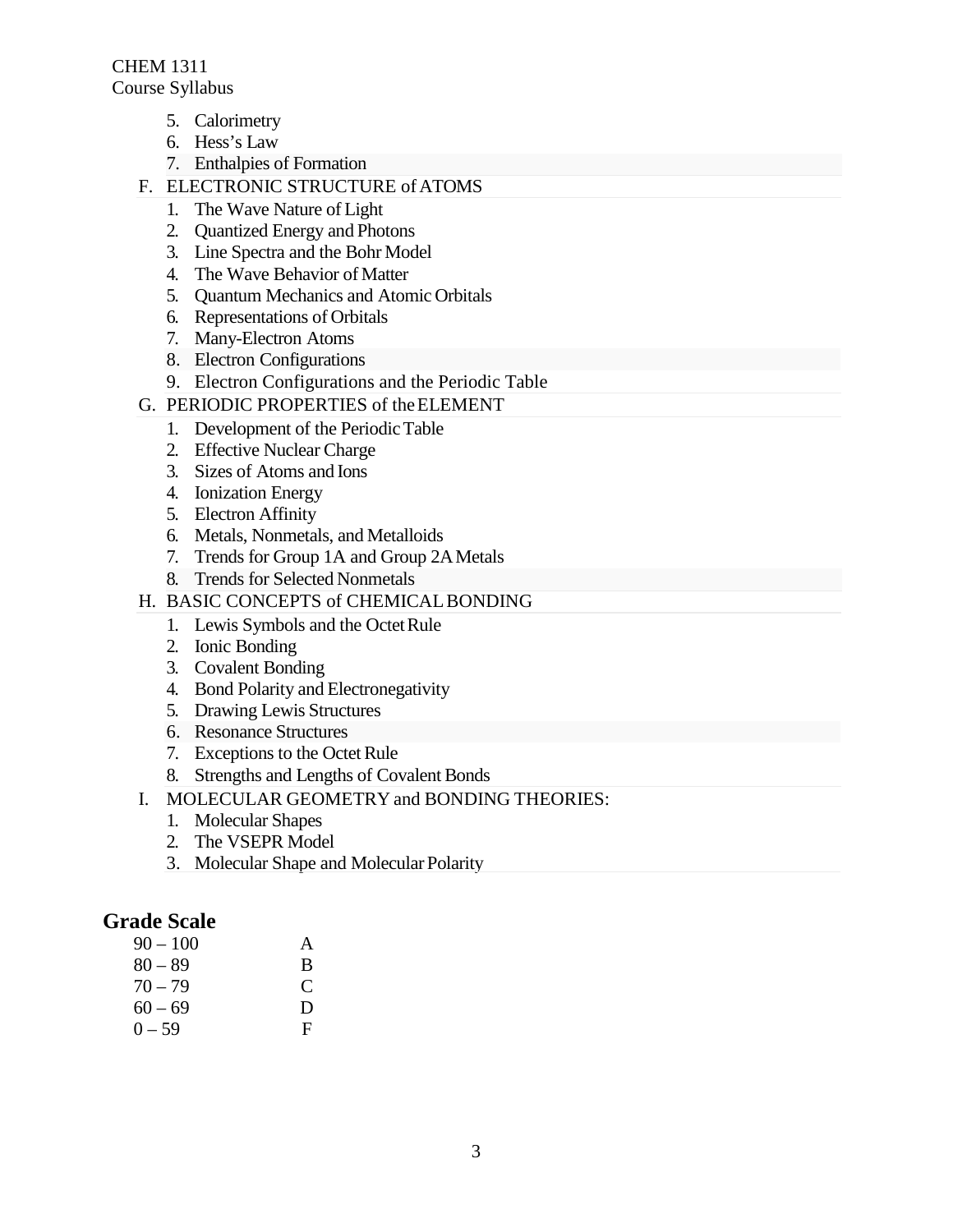5. Calorimetry
6. Hess's Law
7. Enthalpies of Formation

F. ELECTRONIC STRUCTURE of ATOMS
1. The Wave Nature of Light
2. Quantized Energy and Photons
3. Line Spectra and the Bohr Model
4. The Wave Behavior of Matter
5. Quantum Mechanics and Atomic Orbitals
6. Representations of Orbitals
7. Many-Electron Atoms
8. Electron Configurations
9. Electron Configurations and the Periodic Table

G. PERIODIC PROPERTIES of the ELEMENT
1. Development of the Periodic Table
2. Effective Nuclear Charge
3. Sizes of Atoms and Ions
4. Ionization Energy
5. Electron Affinity
6. Metals, Nonmetals, and Metalloids
7. Trends for Group 1A and Group 2A Metals
8. Trends for Selected Nonmetals

H. BASIC CONCEPTS of CHEMICAL BONDING
1. Lewis Symbols and the Octet Rule
2. Ionic Bonding
3. Covalent Bonding
4. Bond Polarity and Electronegativity
5. Drawing Lewis Structures
6. Resonance Structures
7. Exceptions to the Octet Rule
8. Strengths and Lengths of Covalent Bonds

I. MOLECULAR GEOMETRY and BONDING THEORIES:
1. Molecular Shapes
2. The VSEPR Model
3. Molecular Shape and Molecular Polarity

## Grade Scale

| | |
|---|---|
| 90 – 100 | A |
| 80 – 89 | B |
| 70 – 79 | C |
| 60 – 69 | D |
| 0 – 59 | F |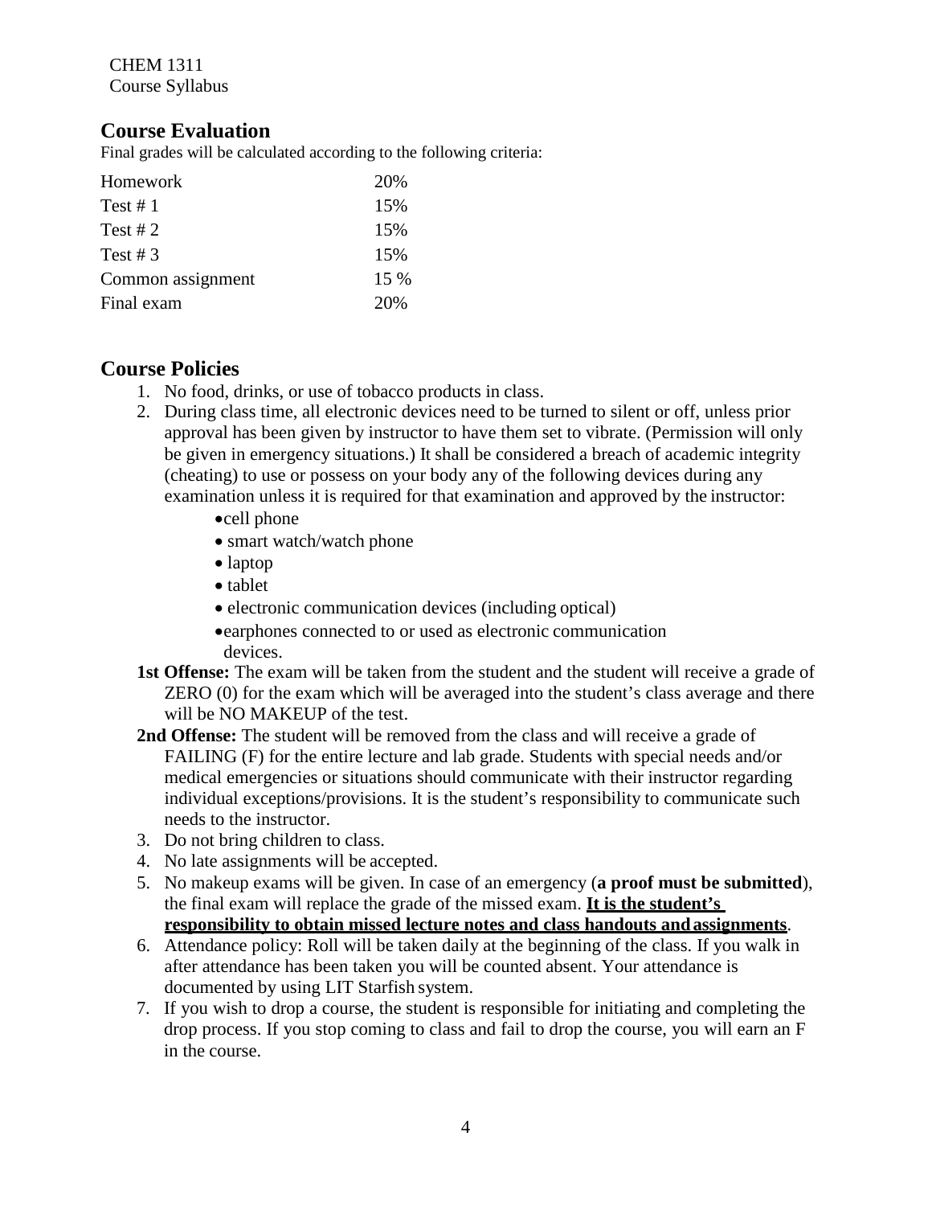## Course Evaluation

Final grades will be calculated according to the following criteria:

| Component | Weight |
|---|---|
| Homework | 20% |
| Test # 1 | 15% |
| Test # 2 | 15% |
| Test # 3 | 15% |
| Common assignment | 15 % |
| Final exam | 20% |

## Course Policies

1. No food, drinks, or use of tobacco products in class.
2. During class time, all electronic devices need to be turned to silent or off, unless prior approval has been given by instructor to have them set to vibrate. (Permission will only be given in emergency situations.) It shall be considered a breach of academic integrity (cheating) to use or possess on your body any of the following devices during any examination unless it is required for that examination and approved by the instructor:
   - cell phone
   - smart watch/watch phone
   - laptop
   - tablet
   - electronic communication devices (including optical)
   - earphones connected to or used as electronic communication devices.

   **1st Offense:** The exam will be taken from the student and the student will receive a grade of ZERO (0) for the exam which will be averaged into the student's class average and there will be NO MAKEUP of the test.

   **2nd Offense:** The student will be removed from the class and will receive a grade of FAILING (F) for the entire lecture and lab grade. Students with special needs and/or medical emergencies or situations should communicate with their instructor regarding individual exceptions/provisions. It is the student's responsibility to communicate such needs to the instructor.
3. Do not bring children to class.
4. No late assignments will be accepted.
5. No makeup exams will be given. In case of an emergency (**a proof must be submitted**), the final exam will replace the grade of the missed exam. **<u>It is the student's responsibility to obtain missed lecture notes and class handouts and assignments</u>**.
6. Attendance policy: Roll will be taken daily at the beginning of the class. If you walk in after attendance has been taken you will be counted absent. Your attendance is documented by using LIT Starfish system.
7. If you wish to drop a course, the student is responsible for initiating and completing the drop process. If you stop coming to class and fail to drop the course, you will earn an F in the course.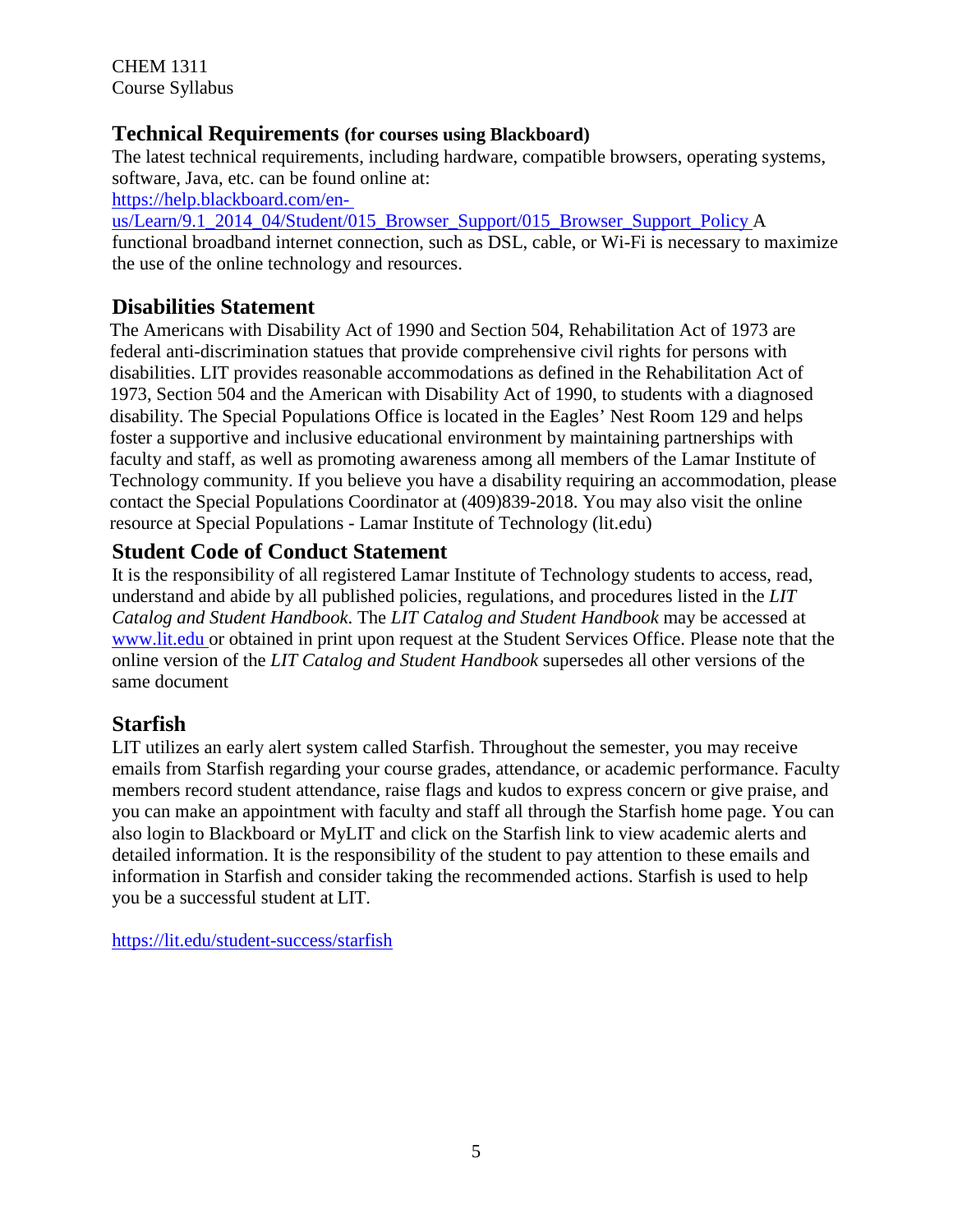## Technical Requirements (for courses using Blackboard)

The latest technical requirements, including hardware, compatible browsers, operating systems, software, Java, etc. can be found online at: https://help.blackboard.com/en-us/Learn/9.1_2014_04/Student/015_Browser_Support/015_Browser_Support_Policy A functional broadband internet connection, such as DSL, cable, or Wi-Fi is necessary to maximize the use of the online technology and resources.

## Disabilities Statement

The Americans with Disability Act of 1990 and Section 504, Rehabilitation Act of 1973 are federal anti-discrimination statues that provide comprehensive civil rights for persons with disabilities. LIT provides reasonable accommodations as defined in the Rehabilitation Act of 1973, Section 504 and the American with Disability Act of 1990, to students with a diagnosed disability. The Special Populations Office is located in the Eagles' Nest Room 129 and helps foster a supportive and inclusive educational environment by maintaining partnerships with faculty and staff, as well as promoting awareness among all members of the Lamar Institute of Technology community. If you believe you have a disability requiring an accommodation, please contact the Special Populations Coordinator at (409)839-2018. You may also visit the online resource at Special Populations - Lamar Institute of Technology (lit.edu)

## Student Code of Conduct Statement

It is the responsibility of all registered Lamar Institute of Technology students to access, read, understand and abide by all published policies, regulations, and procedures listed in the *LIT Catalog and Student Handbook*. The *LIT Catalog and Student Handbook* may be accessed at www.lit.edu or obtained in print upon request at the Student Services Office. Please note that the online version of the *LIT Catalog and Student Handbook* supersedes all other versions of the same document

## Starfish

LIT utilizes an early alert system called Starfish. Throughout the semester, you may receive emails from Starfish regarding your course grades, attendance, or academic performance. Faculty members record student attendance, raise flags and kudos to express concern or give praise, and you can make an appointment with faculty and staff all through the Starfish home page. You can also login to Blackboard or MyLIT and click on the Starfish link to view academic alerts and detailed information. It is the responsibility of the student to pay attention to these emails and information in Starfish and consider taking the recommended actions. Starfish is used to help you be a successful student at LIT.

https://lit.edu/student-success/starfish